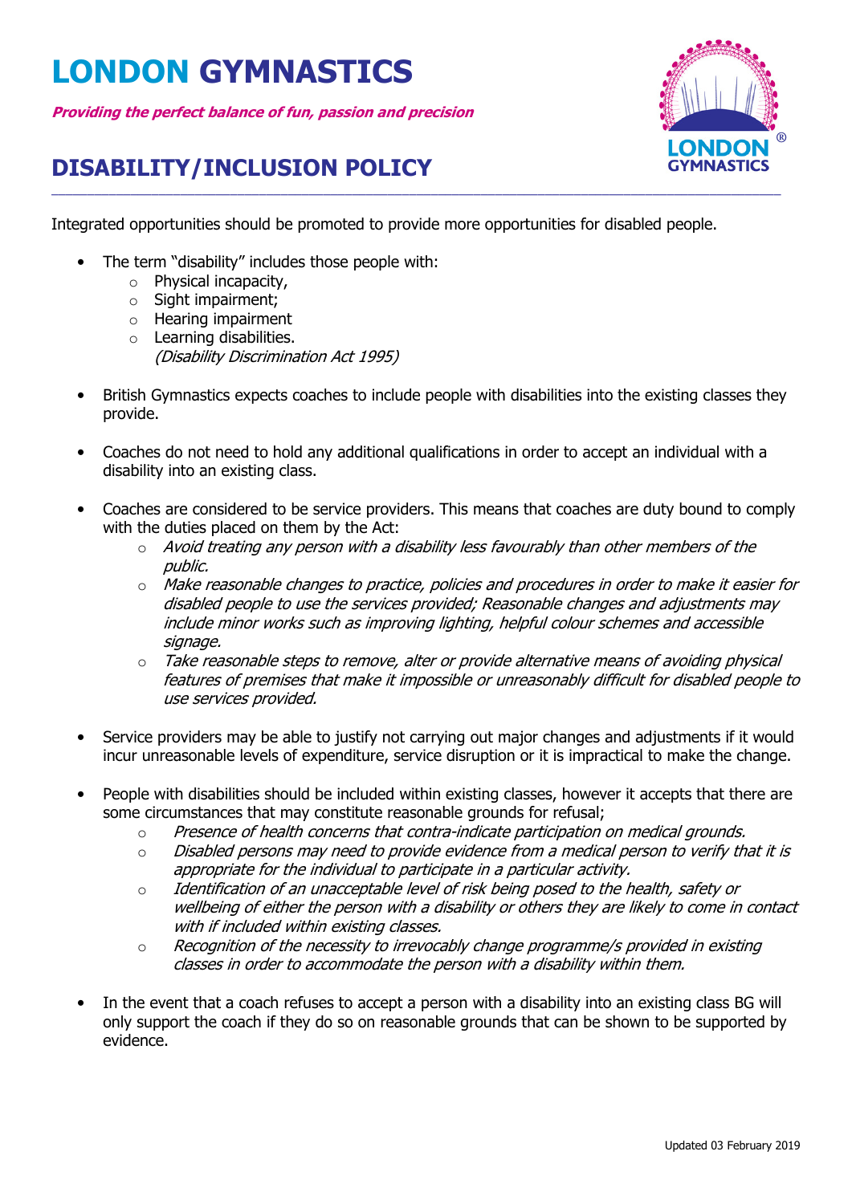# LONDON GYMNASTICS

***Providing the perfect balance of fun, passion and precision***

## DISABILITY/INCLUSION POLICY

Integrated opportunities should be promoted to provide more opportunities for disabled people.

- The term "disability" includes those people with:
    - Physical incapacity,
    - Sight impairment;
    - Hearing impairment
    - Learning disabilities.
    
    *(Disability Discrimination Act 1995)*

- British Gymnastics expects coaches to include people with disabilities into the existing classes they provide.

- Coaches do not need to hold any additional qualifications in order to accept an individual with a disability into an existing class.

- Coaches are considered to be service providers. This means that coaches are duty bound to comply with the duties placed on them by the Act:
    - *Avoid treating any person with a disability less favourably than other members of the public.*
    - *Make reasonable changes to practice, policies and procedures in order to make it easier for disabled people to use the services provided; Reasonable changes and adjustments may include minor works such as improving lighting, helpful colour schemes and accessible signage.*
    - *Take reasonable steps to remove, alter or provide alternative means of avoiding physical features of premises that make it impossible or unreasonably difficult for disabled people to use services provided.*

- Service providers may be able to justify not carrying out major changes and adjustments if it would incur unreasonable levels of expenditure, service disruption or it is impractical to make the change.

- People with disabilities should be included within existing classes, however it accepts that there are some circumstances that may constitute reasonable grounds for refusal;
    - *Presence of health concerns that contra-indicate participation on medical grounds.*
    - *Disabled persons may need to provide evidence from a medical person to verify that it is appropriate for the individual to participate in a particular activity.*
    - *Identification of an unacceptable level of risk being posed to the health, safety or wellbeing of either the person with a disability or others they are likely to come in contact with if included within existing classes.*
    - *Recognition of the necessity to irrevocably change programme/s provided in existing classes in order to accommodate the person with a disability within them.*

- In the event that a coach refuses to accept a person with a disability into an existing class BG will only support the coach if they do so on reasonable grounds that can be shown to be supported by evidence.

Updated 03 February 2019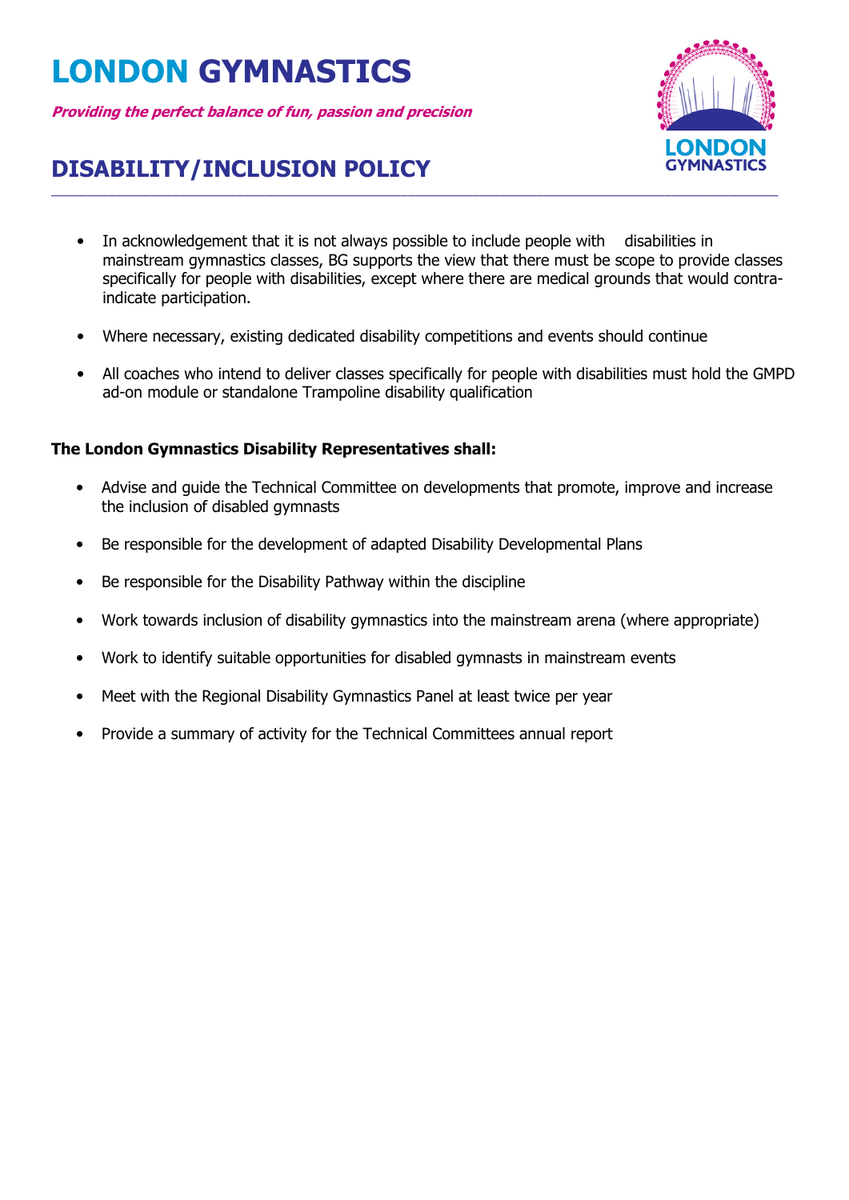# LONDON GYMNASTICS

***Providing the perfect balance of fun, passion and precision***

## DISABILITY/INCLUSION POLICY

- In acknowledgement that it is not always possible to include people with disabilities in mainstream gymnastics classes, BG supports the view that there must be scope to provide classes specifically for people with disabilities, except where there are medical grounds that would contra-indicate participation.
- Where necessary, existing dedicated disability competitions and events should continue
- All coaches who intend to deliver classes specifically for people with disabilities must hold the GMPD ad-on module or standalone Trampoline disability qualification

**The London Gymnastics Disability Representatives shall:**

- Advise and guide the Technical Committee on developments that promote, improve and increase the inclusion of disabled gymnasts
- Be responsible for the development of adapted Disability Developmental Plans
- Be responsible for the Disability Pathway within the discipline
- Work towards inclusion of disability gymnastics into the mainstream arena (where appropriate)
- Work to identify suitable opportunities for disabled gymnasts in mainstream events
- Meet with the Regional Disability Gymnastics Panel at least twice per year
- Provide a summary of activity for the Technical Committees annual report